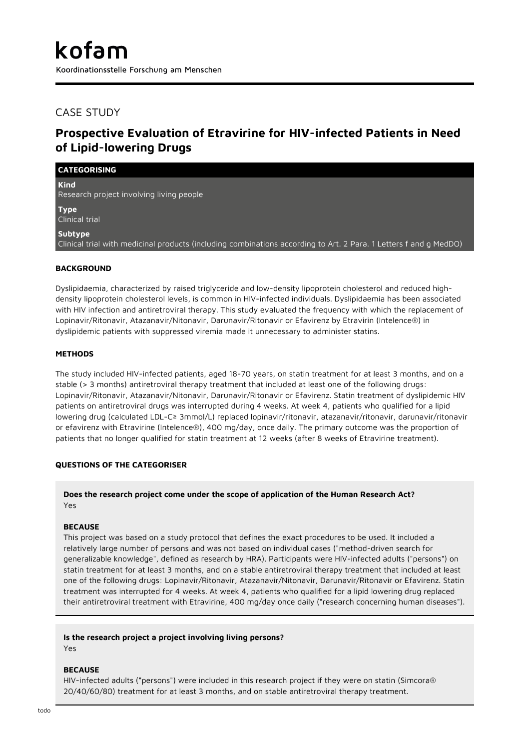# kofam

Koordinationsstelle Forschung am Menschen

## CASE STUDY

# Prospective Evaluation of Etravirine for HIV-infected Patients in Need of Lipid-lowering Drugs

### CATEGORISING

**Kind**
Research project involving living people

**Type**
Clinical trial

**Subtype**
Clinical trial with medicinal products (including combinations according to Art. 2 Para. 1 Letters f and g MedDO)

### BACKGROUND

Dyslipidaemia, characterized by raised triglyceride and low-density lipoprotein cholesterol and reduced high-density lipoprotein cholesterol levels, is common in HIV-infected individuals. Dyslipidaemia has been associated with HIV infection and antiretroviral therapy. This study evaluated the frequency with which the replacement of Lopinavir/Ritonavir, Atazanavir/Nitonavir, Darunavir/Ritonavir or Efavirenz by Etravirin (Intelence®) in dyslipidemic patients with suppressed viremia made it unnecessary to administer statins.

### METHODS

The study included HIV-infected patients, aged 18-70 years, on statin treatment for at least 3 months, and on a stable (> 3 months) antiretroviral therapy treatment that included at least one of the following drugs: Lopinavir/Ritonavir, Atazanavir/Nitonavir, Darunavir/Ritonavir or Efavirenz. Statin treatment of dyslipidemic HIV patients on antiretroviral drugs was interrupted during 4 weeks. At week 4, patients who qualified for a lipid lowering drug (calculated LDL-C≥ 3mmol/L) replaced lopinavir/ritonavir, atazanavir/ritonavir, darunavir/ritonavir or efavirenz with Etravirine (Intelence®), 400 mg/day, once daily. The primary outcome was the proportion of patients that no longer qualified for statin treatment at 12 weeks (after 8 weeks of Etravirine treatment).

### QUESTIONS OF THE CATEGORISER

**Does the research project come under the scope of application of the Human Research Act?**
Yes

**BECAUSE**
This project was based on a study protocol that defines the exact procedures to be used. It included a relatively large number of persons and was not based on individual cases ("method-driven search for generalizable knowledge", defined as research by HRA). Participants were HIV-infected adults ("persons") on statin treatment for at least 3 months, and on a stable antiretroviral therapy treatment that included at least one of the following drugs: Lopinavir/Ritonavir, Atazanavir/Nitonavir, Darunavir/Ritonavir or Efavirenz. Statin treatment was interrupted for 4 weeks. At week 4, patients who qualified for a lipid lowering drug replaced their antiretroviral treatment with Etravirine, 400 mg/day once daily ("research concerning human diseases").

**Is the research project a project involving living persons?**
Yes

**BECAUSE**
HIV-infected adults ("persons") were included in this research project if they were on statin (Simcora® 20/40/60/80) treatment for at least 3 months, and on stable antiretroviral therapy treatment.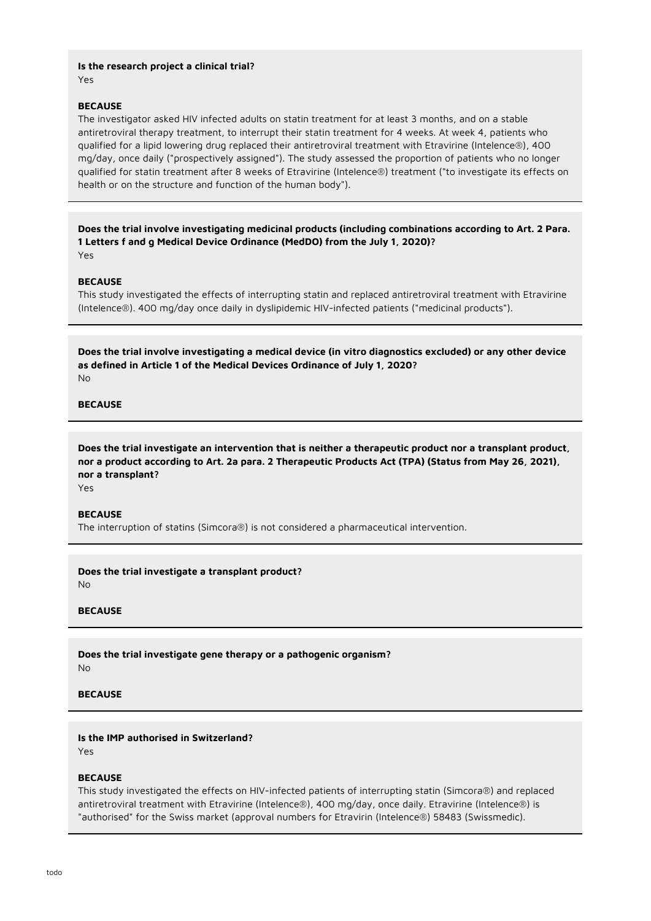**Is the research project a clinical trial?**
Yes

**BECAUSE**
The investigator asked HIV infected adults on statin treatment for at least 3 months, and on a stable antiretroviral therapy treatment, to interrupt their statin treatment for 4 weeks. At week 4, patients who qualified for a lipid lowering drug replaced their antiretroviral treatment with Etravirine (Intelence®), 400 mg/day, once daily ("prospectively assigned"). The study assessed the proportion of patients who no longer qualified for statin treatment after 8 weeks of Etravirine (Intelence®) treatment ("to investigate its effects on health or on the structure and function of the human body").

---

**Does the trial involve investigating medicinal products (including combinations according to Art. 2 Para. 1 Letters f and g Medical Device Ordinance (MedDO) from the July 1, 2020)?**
Yes

**BECAUSE**
This study investigated the effects of interrupting statin and replaced antiretroviral treatment with Etravirine (Intelence®). 400 mg/day once daily in dyslipidemic HIV-infected patients ("medicinal products").

---

**Does the trial involve investigating a medical device (in vitro diagnostics excluded) or any other device as defined in Article 1 of the Medical Devices Ordinance of July 1, 2020?**
No

**BECAUSE**

---

**Does the trial investigate an intervention that is neither a therapeutic product nor a transplant product, nor a product according to Art. 2a para. 2 Therapeutic Products Act (TPA) (Status from May 26, 2021), nor a transplant?**
Yes

**BECAUSE**
The interruption of statins (Simcora®) is not considered a pharmaceutical intervention.

---

**Does the trial investigate a transplant product?**
No

**BECAUSE**

---

**Does the trial investigate gene therapy or a pathogenic organism?**
No

**BECAUSE**

---

**Is the IMP authorised in Switzerland?**
Yes

**BECAUSE**
This study investigated the effects on HIV-infected patients of interrupting statin (Simcora®) and replaced antiretroviral treatment with Etravirine (Intelence®), 400 mg/day, once daily. Etravirine (Intelence®) is "authorised" for the Swiss market (approval numbers for Etravirin (Intelence®) 58483 (Swissmedic).

---

todo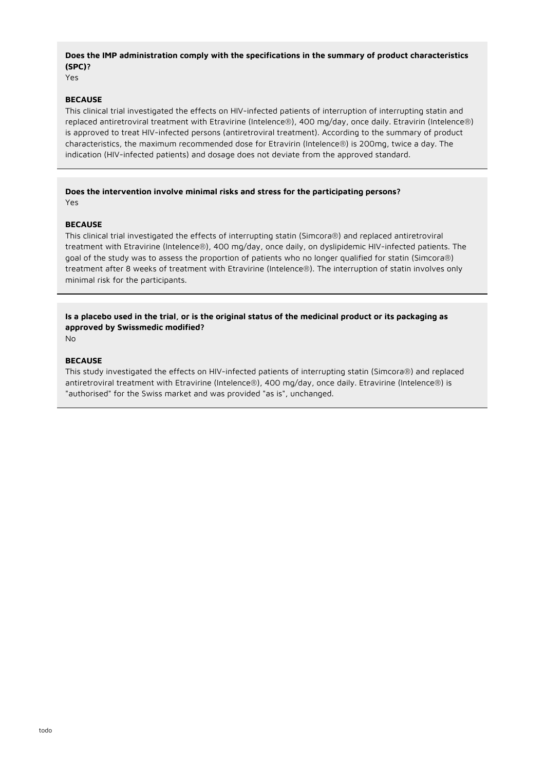**Does the IMP administration comply with the specifications in the summary of product characteristics (SPC)?**

Yes

**BECAUSE**

This clinical trial investigated the effects on HIV-infected patients of interruption of interrupting statin and replaced antiretroviral treatment with Etravirine (Intelence®), 400 mg/day, once daily. Etravirin (Intelence®) is approved to treat HIV-infected persons (antiretroviral treatment). According to the summary of product characteristics, the maximum recommended dose for Etravirin (Intelence®) is 200mg, twice a day. The indication (HIV-infected patients) and dosage does not deviate from the approved standard.

---

**Does the intervention involve minimal risks and stress for the participating persons?**

Yes

**BECAUSE**

This clinical trial investigated the effects of interrupting statin (Simcora®) and replaced antiretroviral treatment with Etravirine (Intelence®), 400 mg/day, once daily, on dyslipidemic HIV-infected patients. The goal of the study was to assess the proportion of patients who no longer qualified for statin (Simcora®) treatment after 8 weeks of treatment with Etravirine (Intelence®). The interruption of statin involves only minimal risk for the participants.

---

**Is a placebo used in the trial, or is the original status of the medicinal product or its packaging as approved by Swissmedic modified?**

No

**BECAUSE**

This study investigated the effects on HIV-infected patients of interrupting statin (Simcora®) and replaced antiretroviral treatment with Etravirine (Intelence®), 400 mg/day, once daily. Etravirine (Intelence®) is "authorised" for the Swiss market and was provided "as is", unchanged.

---

todo